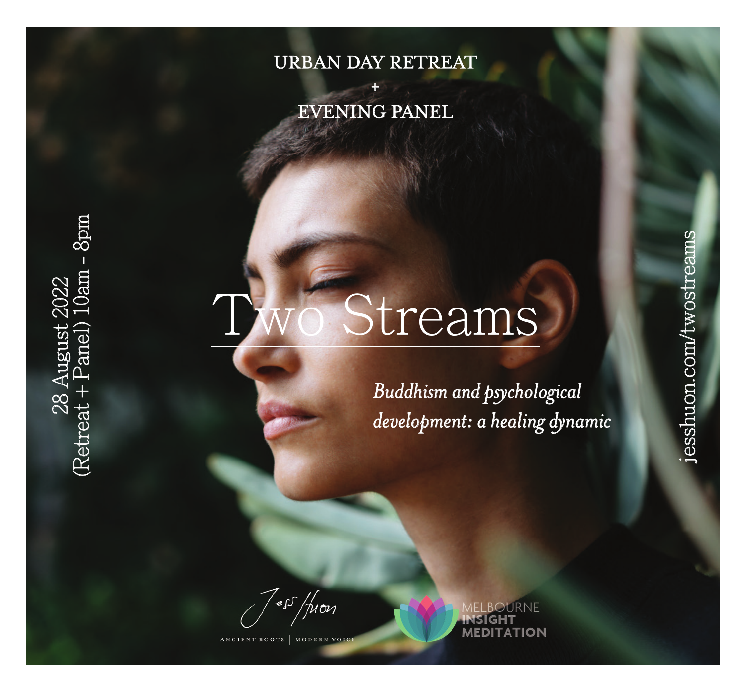URBAN DAY RETREAT

\+

EVENING PANEL

28 August 2022

(Retreat + Panel) 10am - 8pm

# Two Streams

*Buddhism and psychological development: a healing dynamic*

jesshuon.com/twostreams

Jess Huon

ANCIENT ROOTS | MODERN VOICE

MELBOURNE INSIGHT MEDITATION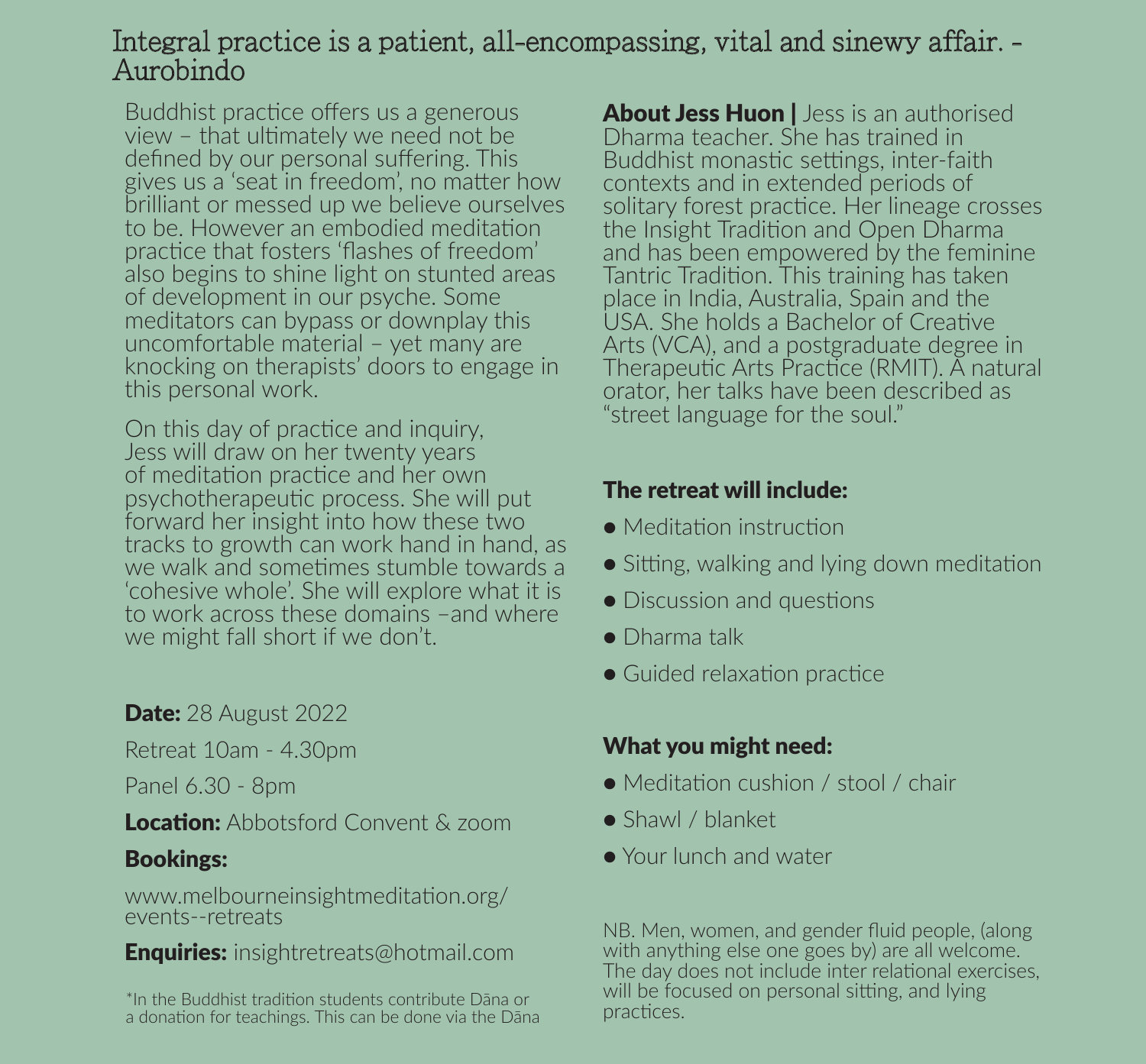# Integral practice is a patient, all-encompassing, vital and sinewy affair. - Aurobindo

Buddhist practice offers us a generous view – that ultimately we need not be defined by our personal suffering. This gives us a 'seat in freedom', no matter how brilliant or messed up we believe ourselves to be. However an embodied meditation practice that fosters 'flashes of freedom' also begins to shine light on stunted areas of development in our psyche. Some meditators can bypass or downplay this uncomfortable material – yet many are knocking on therapists' doors to engage in this personal work.

On this day of practice and inquiry, Jess will draw on her twenty years of meditation practice and her own psychotherapeutic process. She will put forward her insight into how these two tracks to growth can work hand in hand, as we walk and sometimes stumble towards a 'cohesive whole'. She will explore what it is to work across these domains –and where we might fall short if we don't.

**Date:** 28 August 2022

Retreat 10am - 4.30pm

Panel 6.30 - 8pm

**Location:** Abbotsford Convent & zoom

**Bookings:**

www.melbourneinsightmeditation.org/events--retreats

**Enquiries:** insightretreats@hotmail.com

*In the Buddhist tradition students contribute Dāna or a donation for teachings. This can be done via the Dāna

**About Jess Huon |** Jess is an authorised Dharma teacher. She has trained in Buddhist monastic settings, inter-faith contexts and in extended periods of solitary forest practice. Her lineage crosses the Insight Tradition and Open Dharma and has been empowered by the feminine Tantric Tradition. This training has taken place in India, Australia, Spain and the USA. She holds a Bachelor of Creative Arts (VCA), and a postgraduate degree in Therapeutic Arts Practice (RMIT). A natural orator, her talks have been described as "street language for the soul."

**The retreat will include:**

- Meditation instruction
- Sitting, walking and lying down meditation
- Discussion and questions
- Dharma talk
- Guided relaxation practice

**What you might need:**

- Meditation cushion / stool / chair
- Shawl / blanket
- Your lunch and water

NB. Men, women, and gender fluid people, (along with anything else one goes by) are all welcome. The day does not include inter relational exercises, will be focused on personal sitting, and lying practices.